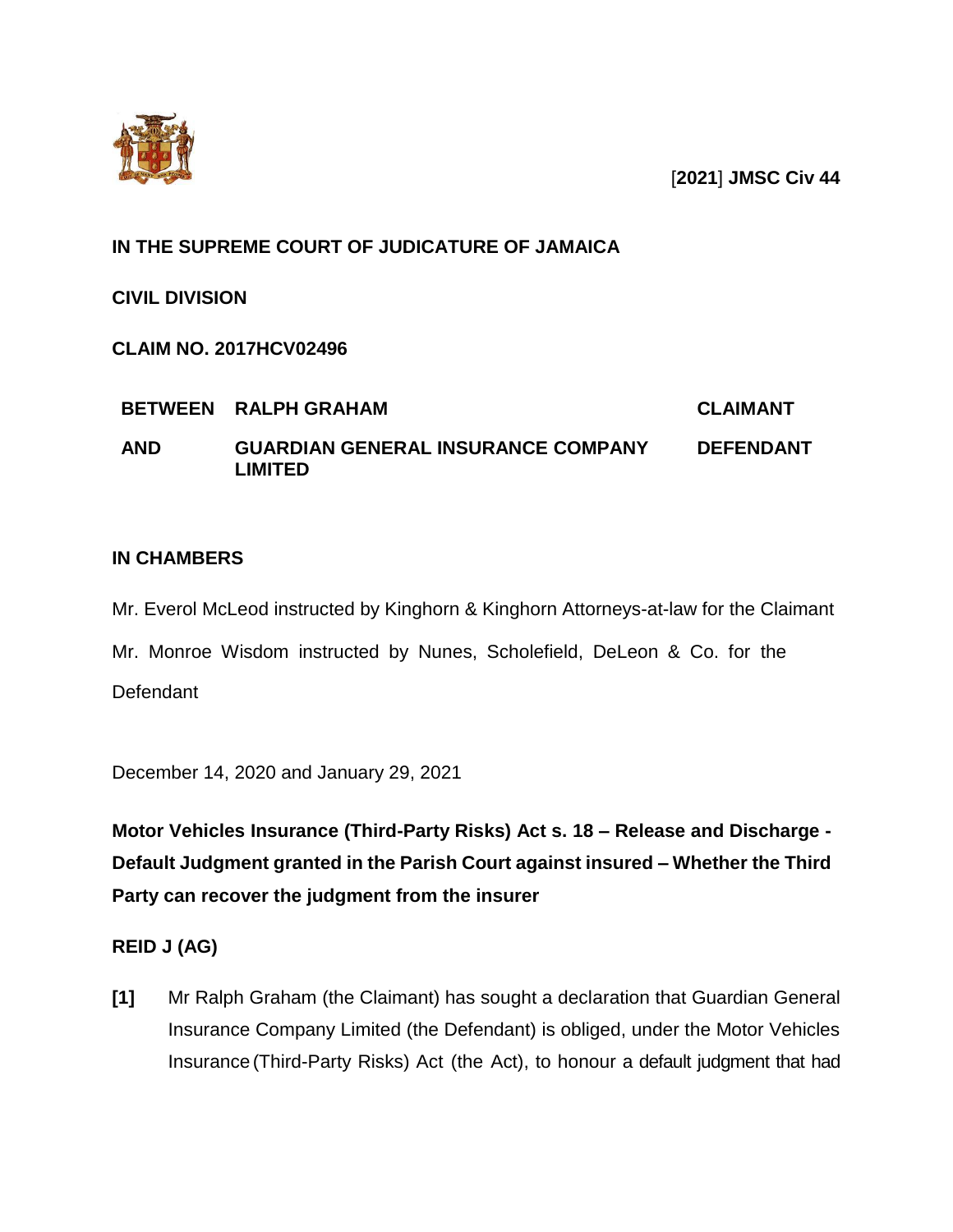[**2021**] **JMSC Civ 44**

**IN THE SUPREME COURT OF JUDICATURE OF JAMAICA**

**CIVIL DIVISION**

**CLAIM NO. 2017HCV02496**

| | | |
|---|---|---|
| **BETWEEN** | **RALPH GRAHAM** | **CLAIMANT** |
| **AND** | **GUARDIAN GENERAL INSURANCE COMPANY LIMITED** | **DEFENDANT** |

**IN CHAMBERS**

Mr. Everol McLeod instructed by Kinghorn & Kinghorn Attorneys-at-law for the Claimant

Mr. Monroe Wisdom instructed by Nunes, Scholefield, DeLeon & Co. for the Defendant

December 14, 2020 and January 29, 2021

**Motor Vehicles Insurance (Third-Party Risks) Act s. 18 – Release and Discharge - Default Judgment granted in the Parish Court against insured – Whether the Third Party can recover the judgment from the insurer**

**REID J (AG)**

**[1]** Mr Ralph Graham (the Claimant) has sought a declaration that Guardian General Insurance Company Limited (the Defendant) is obliged, under the Motor Vehicles Insurance (Third-Party Risks) Act (the Act), to honour a default judgment that had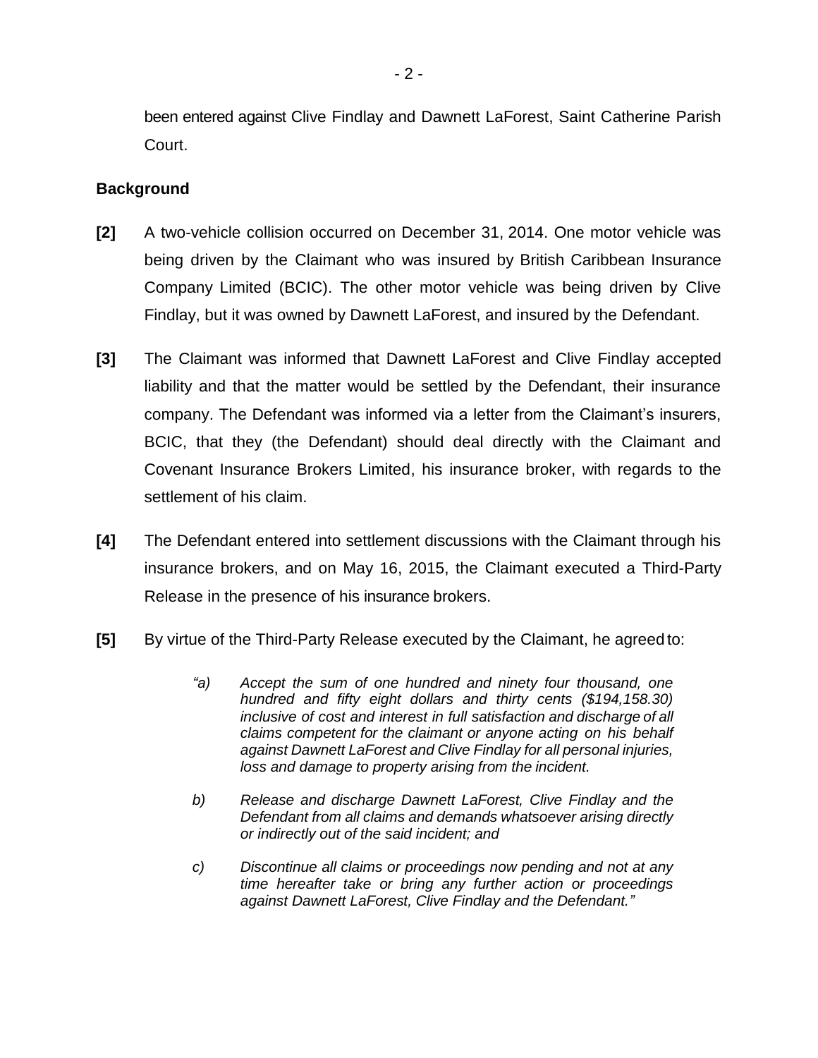been entered against Clive Findlay and Dawnett LaForest, Saint Catherine Parish Court.

## Background

**[2]** A two-vehicle collision occurred on December 31, 2014. One motor vehicle was being driven by the Claimant who was insured by British Caribbean Insurance Company Limited (BCIC). The other motor vehicle was being driven by Clive Findlay, but it was owned by Dawnett LaForest, and insured by the Defendant.

**[3]** The Claimant was informed that Dawnett LaForest and Clive Findlay accepted liability and that the matter would be settled by the Defendant, their insurance company. The Defendant was informed via a letter from the Claimant's insurers, BCIC, that they (the Defendant) should deal directly with the Claimant and Covenant Insurance Brokers Limited, his insurance broker, with regards to the settlement of his claim.

**[4]** The Defendant entered into settlement discussions with the Claimant through his insurance brokers, and on May 16, 2015, the Claimant executed a Third-Party Release in the presence of his insurance brokers.

**[5]** By virtue of the Third-Party Release executed by the Claimant, he agreed to:

> *"a) Accept the sum of one hundred and ninety four thousand, one hundred and fifty eight dollars and thirty cents ($194,158.30) inclusive of cost and interest in full satisfaction and discharge of all claims competent for the claimant or anyone acting on his behalf against Dawnett LaForest and Clive Findlay for all personal injuries, loss and damage to property arising from the incident.*
>
> *b) Release and discharge Dawnett LaForest, Clive Findlay and the Defendant from all claims and demands whatsoever arising directly or indirectly out of the said incident; and*
>
> *c) Discontinue all claims or proceedings now pending and not at any time hereafter take or bring any further action or proceedings against Dawnett LaForest, Clive Findlay and the Defendant."*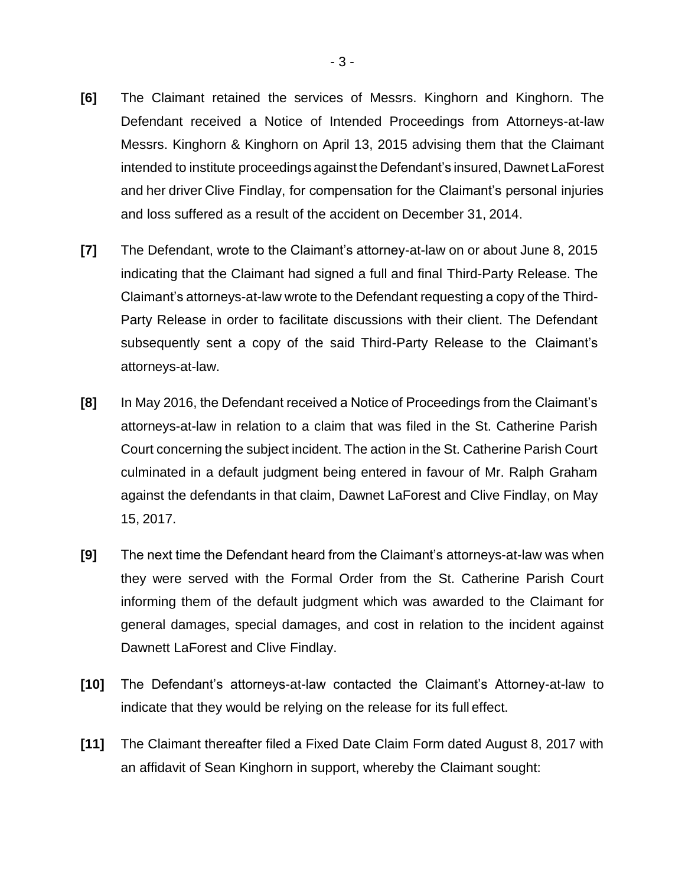**[6]** The Claimant retained the services of Messrs. Kinghorn and Kinghorn. The Defendant received a Notice of Intended Proceedings from Attorneys-at-law Messrs. Kinghorn & Kinghorn on April 13, 2015 advising them that the Claimant intended to institute proceedings against the Defendant's insured, Dawnet LaForest and her driver Clive Findlay, for compensation for the Claimant's personal injuries and loss suffered as a result of the accident on December 31, 2014.

**[7]** The Defendant, wrote to the Claimant's attorney-at-law on or about June 8, 2015 indicating that the Claimant had signed a full and final Third-Party Release. The Claimant's attorneys-at-law wrote to the Defendant requesting a copy of the Third-Party Release in order to facilitate discussions with their client. The Defendant subsequently sent a copy of the said Third-Party Release to the Claimant's attorneys-at-law.

**[8]** In May 2016, the Defendant received a Notice of Proceedings from the Claimant's attorneys-at-law in relation to a claim that was filed in the St. Catherine Parish Court concerning the subject incident. The action in the St. Catherine Parish Court culminated in a default judgment being entered in favour of Mr. Ralph Graham against the defendants in that claim, Dawnet LaForest and Clive Findlay, on May 15, 2017.

**[9]** The next time the Defendant heard from the Claimant's attorneys-at-law was when they were served with the Formal Order from the St. Catherine Parish Court informing them of the default judgment which was awarded to the Claimant for general damages, special damages, and cost in relation to the incident against Dawnett LaForest and Clive Findlay.

**[10]** The Defendant's attorneys-at-law contacted the Claimant's Attorney-at-law to indicate that they would be relying on the release for its full effect.

**[11]** The Claimant thereafter filed a Fixed Date Claim Form dated August 8, 2017 with an affidavit of Sean Kinghorn in support, whereby the Claimant sought: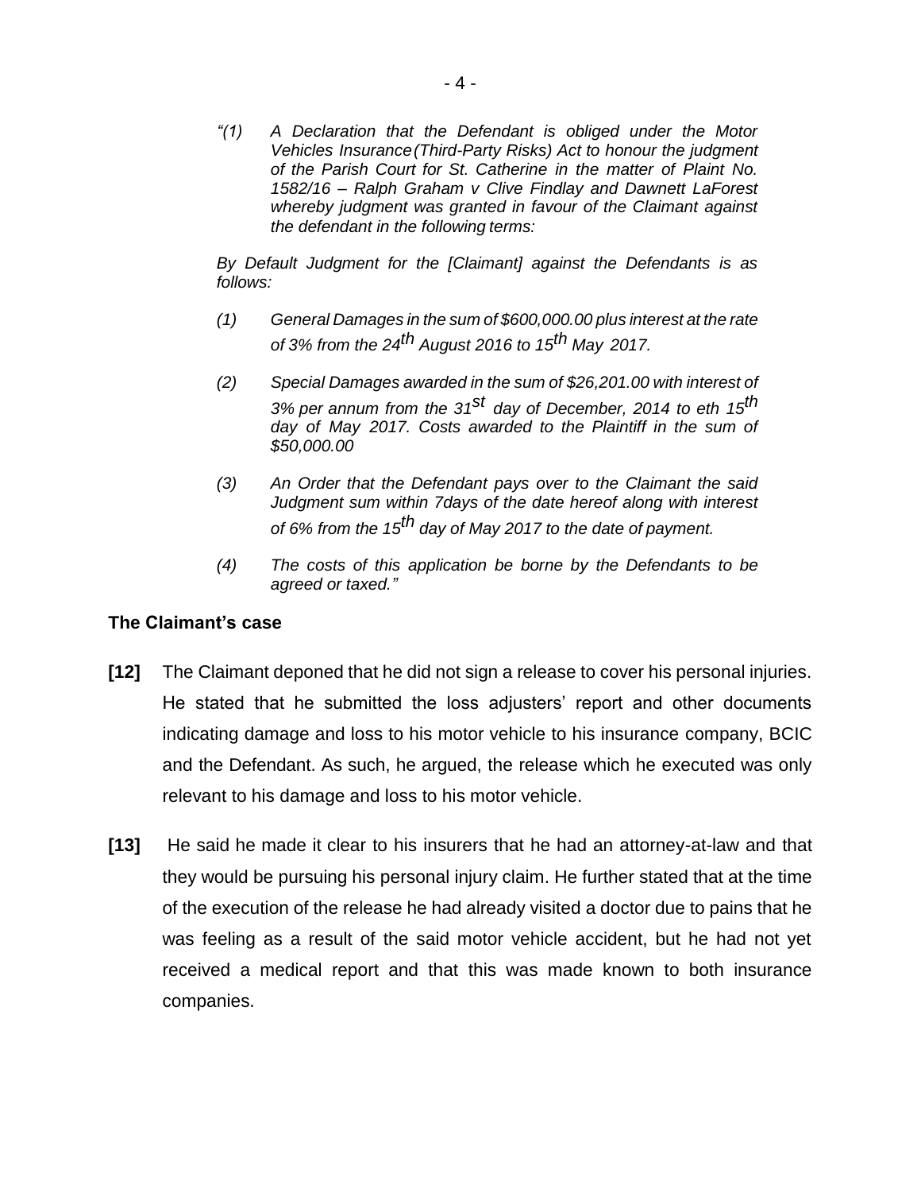*"(1) A Declaration that the Defendant is obliged under the Motor Vehicles Insurance (Third-Party Risks) Act to honour the judgment of the Parish Court for St. Catherine in the matter of Plaint No. 1582/16 – Ralph Graham v Clive Findlay and Dawnett LaForest whereby judgment was granted in favour of the Claimant against the defendant in the following terms:*

*By Default Judgment for the [Claimant] against the Defendants is as follows:*

*(1) General Damages in the sum of $600,000.00 plus interest at the rate of 3% from the 24th August 2016 to 15th May 2017.*

*(2) Special Damages awarded in the sum of $26,201.00 with interest of 3% per annum from the 31st day of December, 2014 to eth 15th day of May 2017. Costs awarded to the Plaintiff in the sum of $50,000.00*

*(3) An Order that the Defendant pays over to the Claimant the said Judgment sum within 7days of the date hereof along with interest of 6% from the 15th day of May 2017 to the date of payment.*

*(4) The costs of this application be borne by the Defendants to be agreed or taxed."*

## The Claimant's case

**[12]** The Claimant deponed that he did not sign a release to cover his personal injuries. He stated that he submitted the loss adjusters' report and other documents indicating damage and loss to his motor vehicle to his insurance company, BCIC and the Defendant. As such, he argued, the release which he executed was only relevant to his damage and loss to his motor vehicle.

**[13]** He said he made it clear to his insurers that he had an attorney-at-law and that they would be pursuing his personal injury claim. He further stated that at the time of the execution of the release he had already visited a doctor due to pains that he was feeling as a result of the said motor vehicle accident, but he had not yet received a medical report and that this was made known to both insurance companies.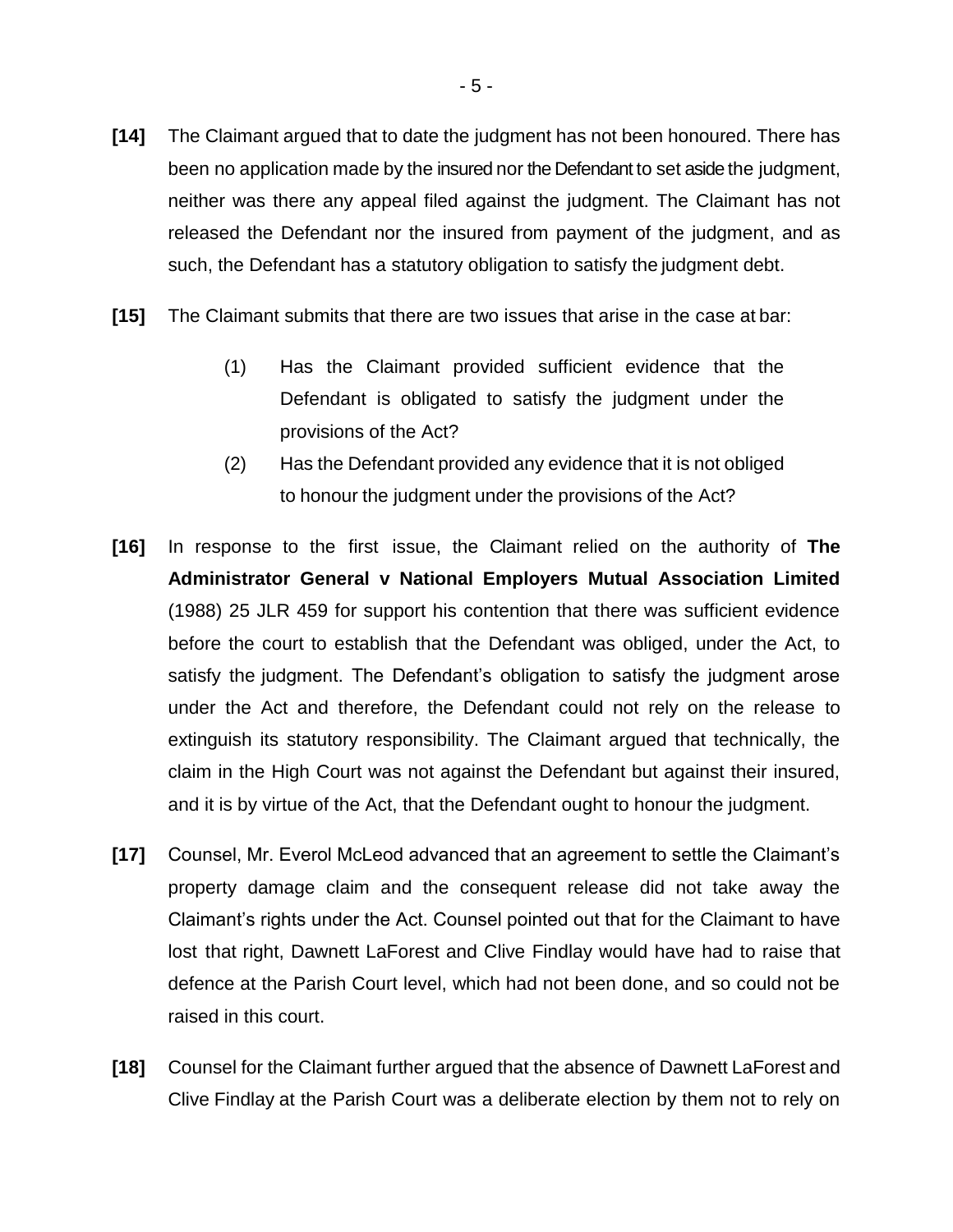**[14]** The Claimant argued that to date the judgment has not been honoured. There has been no application made by the insured nor the Defendant to set aside the judgment, neither was there any appeal filed against the judgment. The Claimant has not released the Defendant nor the insured from payment of the judgment, and as such, the Defendant has a statutory obligation to satisfy the judgment debt.

**[15]** The Claimant submits that there are two issues that arise in the case at bar:

> (1) Has the Claimant provided sufficient evidence that the Defendant is obligated to satisfy the judgment under the provisions of the Act?
>
> (2) Has the Defendant provided any evidence that it is not obliged to honour the judgment under the provisions of the Act?

**[16]** In response to the first issue, the Claimant relied on the authority of **The Administrator General v National Employers Mutual Association Limited** (1988) 25 JLR 459 for support his contention that there was sufficient evidence before the court to establish that the Defendant was obliged, under the Act, to satisfy the judgment. The Defendant's obligation to satisfy the judgment arose under the Act and therefore, the Defendant could not rely on the release to extinguish its statutory responsibility. The Claimant argued that technically, the claim in the High Court was not against the Defendant but against their insured, and it is by virtue of the Act, that the Defendant ought to honour the judgment.

**[17]** Counsel, Mr. Everol McLeod advanced that an agreement to settle the Claimant's property damage claim and the consequent release did not take away the Claimant's rights under the Act. Counsel pointed out that for the Claimant to have lost that right, Dawnett LaForest and Clive Findlay would have had to raise that defence at the Parish Court level, which had not been done, and so could not be raised in this court.

**[18]** Counsel for the Claimant further argued that the absence of Dawnett LaForest and Clive Findlay at the Parish Court was a deliberate election by them not to rely on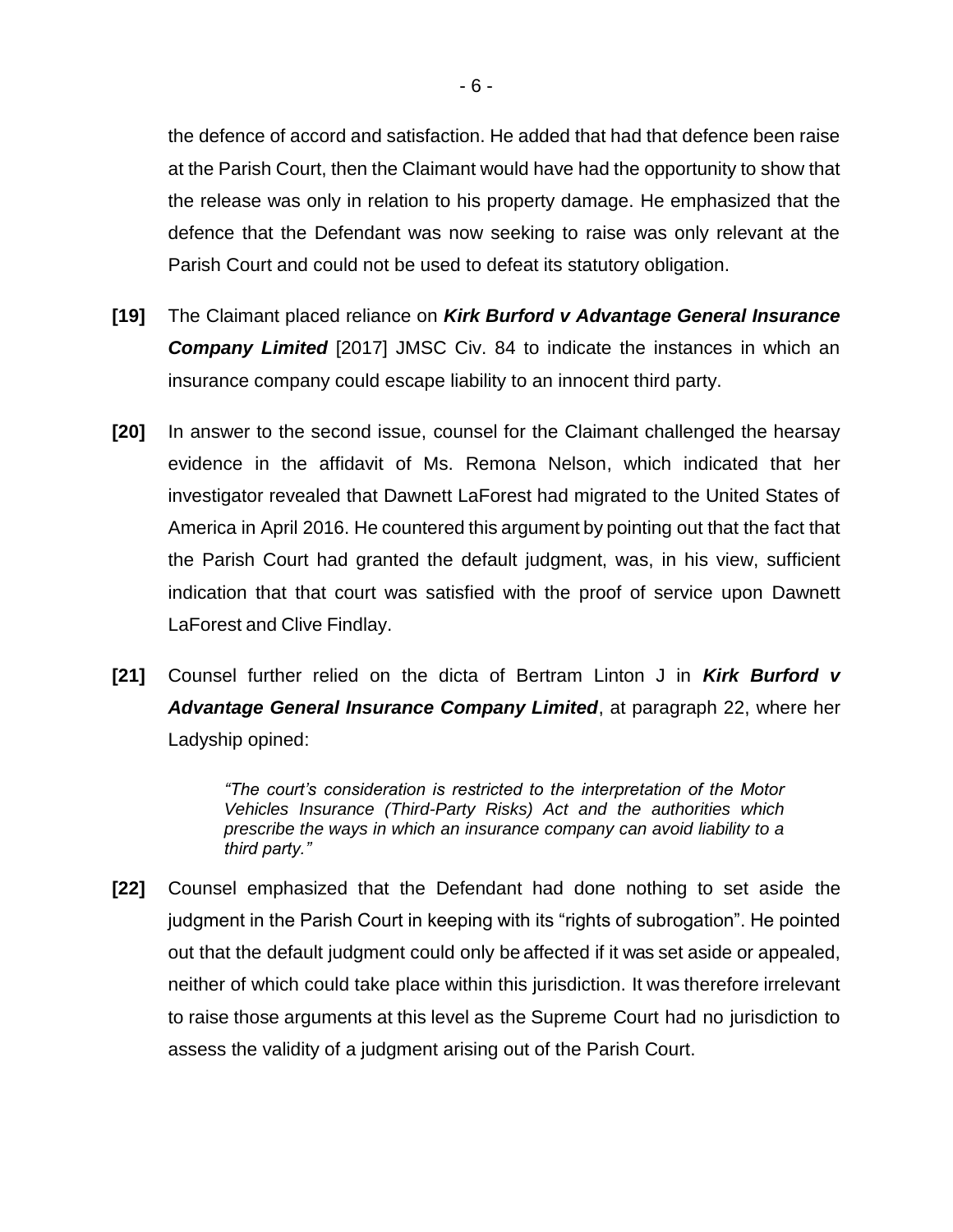the defence of accord and satisfaction. He added that had that defence been raise at the Parish Court, then the Claimant would have had the opportunity to show that the release was only in relation to his property damage. He emphasized that the defence that the Defendant was now seeking to raise was only relevant at the Parish Court and could not be used to defeat its statutory obligation.

**[19]** The Claimant placed reliance on ***Kirk Burford v Advantage General Insurance Company Limited*** [2017] JMSC Civ. 84 to indicate the instances in which an insurance company could escape liability to an innocent third party.

**[20]** In answer to the second issue, counsel for the Claimant challenged the hearsay evidence in the affidavit of Ms. Remona Nelson, which indicated that her investigator revealed that Dawnett LaForest had migrated to the United States of America in April 2016. He countered this argument by pointing out that the fact that the Parish Court had granted the default judgment, was, in his view, sufficient indication that that court was satisfied with the proof of service upon Dawnett LaForest and Clive Findlay.

**[21]** Counsel further relied on the dicta of Bertram Linton J in ***Kirk Burford v Advantage General Insurance Company Limited***, at paragraph 22, where her Ladyship opined:

> *"The court's consideration is restricted to the interpretation of the Motor Vehicles Insurance (Third-Party Risks) Act and the authorities which prescribe the ways in which an insurance company can avoid liability to a third party."*

**[22]** Counsel emphasized that the Defendant had done nothing to set aside the judgment in the Parish Court in keeping with its "rights of subrogation". He pointed out that the default judgment could only be affected if it was set aside or appealed, neither of which could take place within this jurisdiction. It was therefore irrelevant to raise those arguments at this level as the Supreme Court had no jurisdiction to assess the validity of a judgment arising out of the Parish Court.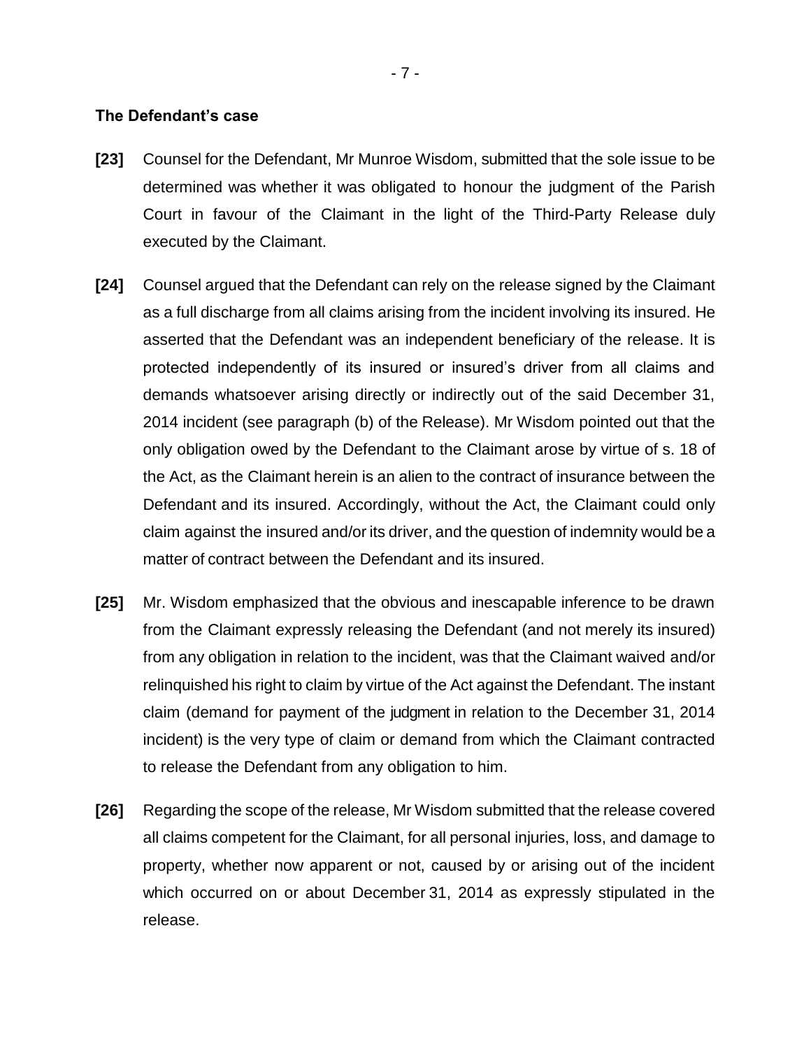### The Defendant's case

**[23]** Counsel for the Defendant, Mr Munroe Wisdom, submitted that the sole issue to be determined was whether it was obligated to honour the judgment of the Parish Court in favour of the Claimant in the light of the Third-Party Release duly executed by the Claimant.

**[24]** Counsel argued that the Defendant can rely on the release signed by the Claimant as a full discharge from all claims arising from the incident involving its insured. He asserted that the Defendant was an independent beneficiary of the release. It is protected independently of its insured or insured's driver from all claims and demands whatsoever arising directly or indirectly out of the said December 31, 2014 incident (see paragraph (b) of the Release). Mr Wisdom pointed out that the only obligation owed by the Defendant to the Claimant arose by virtue of s. 18 of the Act, as the Claimant herein is an alien to the contract of insurance between the Defendant and its insured. Accordingly, without the Act, the Claimant could only claim against the insured and/or its driver, and the question of indemnity would be a matter of contract between the Defendant and its insured.

**[25]** Mr. Wisdom emphasized that the obvious and inescapable inference to be drawn from the Claimant expressly releasing the Defendant (and not merely its insured) from any obligation in relation to the incident, was that the Claimant waived and/or relinquished his right to claim by virtue of the Act against the Defendant. The instant claim (demand for payment of the judgment in relation to the December 31, 2014 incident) is the very type of claim or demand from which the Claimant contracted to release the Defendant from any obligation to him.

**[26]** Regarding the scope of the release, Mr Wisdom submitted that the release covered all claims competent for the Claimant, for all personal injuries, loss, and damage to property, whether now apparent or not, caused by or arising out of the incident which occurred on or about December 31, 2014 as expressly stipulated in the release.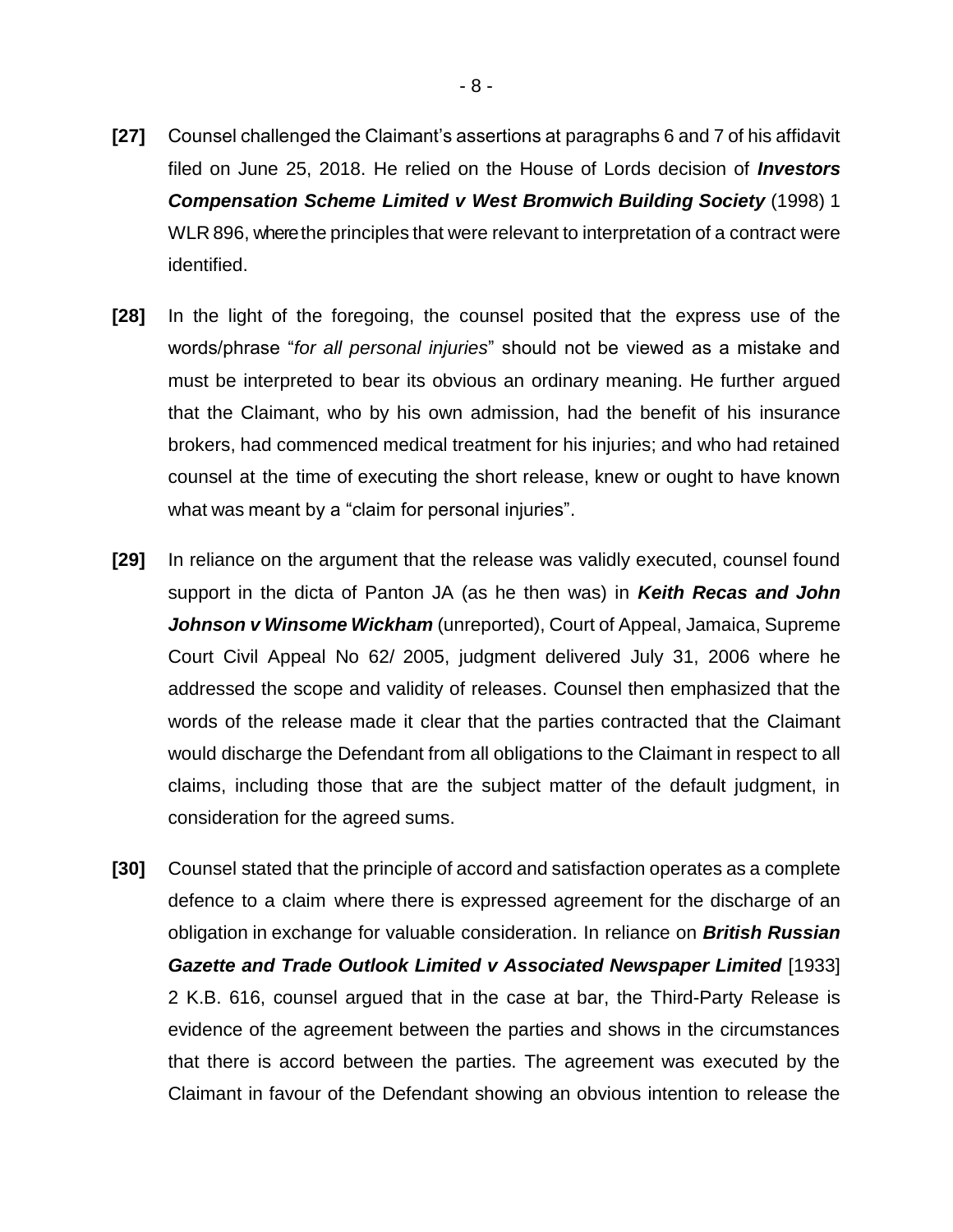**[27]** Counsel challenged the Claimant's assertions at paragraphs 6 and 7 of his affidavit filed on June 25, 2018. He relied on the House of Lords decision of ***Investors Compensation Scheme Limited v West Bromwich Building Society*** (1998) 1 WLR 896, where the principles that were relevant to interpretation of a contract were identified.

**[28]** In the light of the foregoing, the counsel posited that the express use of the words/phrase "*for all personal injuries*" should not be viewed as a mistake and must be interpreted to bear its obvious an ordinary meaning. He further argued that the Claimant, who by his own admission, had the benefit of his insurance brokers, had commenced medical treatment for his injuries; and who had retained counsel at the time of executing the short release, knew or ought to have known what was meant by a "claim for personal injuries".

**[29]** In reliance on the argument that the release was validly executed, counsel found support in the dicta of Panton JA (as he then was) in ***Keith Recas and John Johnson v Winsome Wickham*** (unreported), Court of Appeal, Jamaica, Supreme Court Civil Appeal No 62/ 2005, judgment delivered July 31, 2006 where he addressed the scope and validity of releases. Counsel then emphasized that the words of the release made it clear that the parties contracted that the Claimant would discharge the Defendant from all obligations to the Claimant in respect to all claims, including those that are the subject matter of the default judgment, in consideration for the agreed sums.

**[30]** Counsel stated that the principle of accord and satisfaction operates as a complete defence to a claim where there is expressed agreement for the discharge of an obligation in exchange for valuable consideration. In reliance on ***British Russian Gazette and Trade Outlook Limited v Associated Newspaper Limited*** [1933] 2 K.B. 616, counsel argued that in the case at bar, the Third-Party Release is evidence of the agreement between the parties and shows in the circumstances that there is accord between the parties. The agreement was executed by the Claimant in favour of the Defendant showing an obvious intention to release the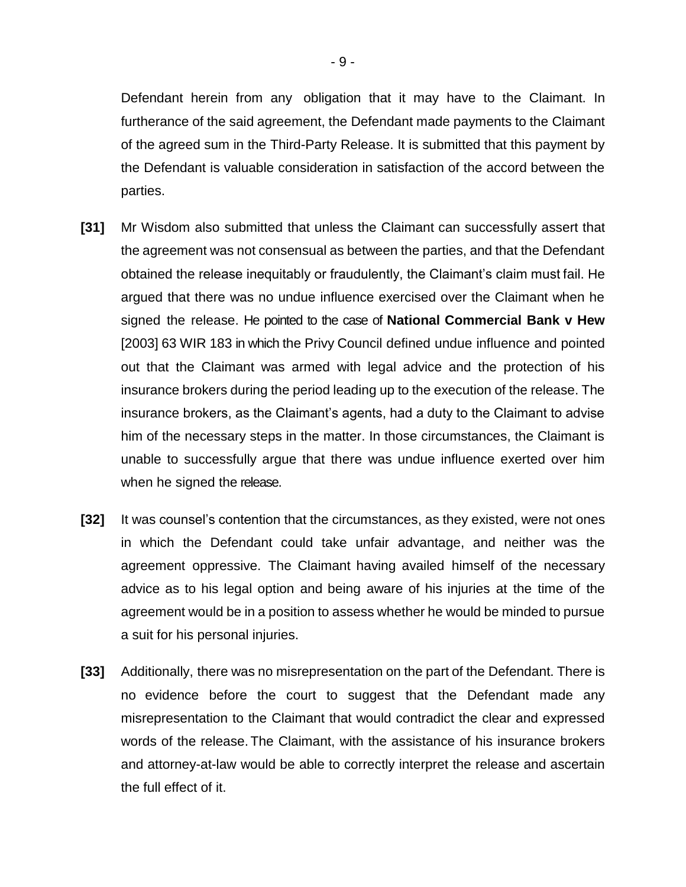Defendant herein from any obligation that it may have to the Claimant. In furtherance of the said agreement, the Defendant made payments to the Claimant of the agreed sum in the Third-Party Release. It is submitted that this payment by the Defendant is valuable consideration in satisfaction of the accord between the parties.

**[31]** Mr Wisdom also submitted that unless the Claimant can successfully assert that the agreement was not consensual as between the parties, and that the Defendant obtained the release inequitably or fraudulently, the Claimant's claim must fail. He argued that there was no undue influence exercised over the Claimant when he signed the release. He pointed to the case of **National Commercial Bank v Hew** [2003] 63 WIR 183 in which the Privy Council defined undue influence and pointed out that the Claimant was armed with legal advice and the protection of his insurance brokers during the period leading up to the execution of the release. The insurance brokers, as the Claimant's agents, had a duty to the Claimant to advise him of the necessary steps in the matter. In those circumstances, the Claimant is unable to successfully argue that there was undue influence exerted over him when he signed the release.

**[32]** It was counsel's contention that the circumstances, as they existed, were not ones in which the Defendant could take unfair advantage, and neither was the agreement oppressive. The Claimant having availed himself of the necessary advice as to his legal option and being aware of his injuries at the time of the agreement would be in a position to assess whether he would be minded to pursue a suit for his personal injuries.

**[33]** Additionally, there was no misrepresentation on the part of the Defendant. There is no evidence before the court to suggest that the Defendant made any misrepresentation to the Claimant that would contradict the clear and expressed words of the release. The Claimant, with the assistance of his insurance brokers and attorney-at-law would be able to correctly interpret the release and ascertain the full effect of it.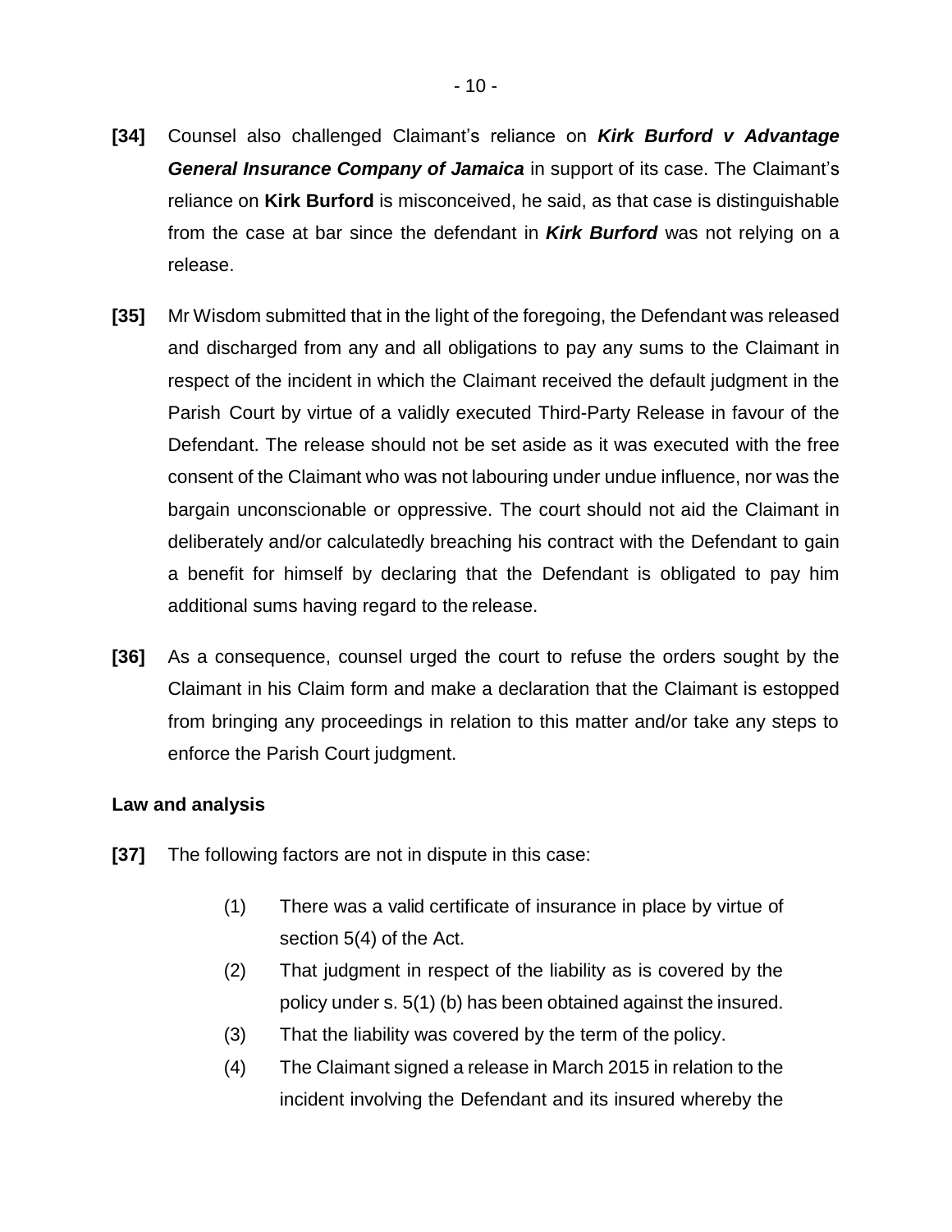**[34]** Counsel also challenged Claimant's reliance on ***Kirk Burford v Advantage General Insurance Company of Jamaica*** in support of its case. The Claimant's reliance on **Kirk Burford** is misconceived, he said, as that case is distinguishable from the case at bar since the defendant in ***Kirk Burford*** was not relying on a release.

**[35]** Mr Wisdom submitted that in the light of the foregoing, the Defendant was released and discharged from any and all obligations to pay any sums to the Claimant in respect of the incident in which the Claimant received the default judgment in the Parish Court by virtue of a validly executed Third-Party Release in favour of the Defendant. The release should not be set aside as it was executed with the free consent of the Claimant who was not labouring under undue influence, nor was the bargain unconscionable or oppressive. The court should not aid the Claimant in deliberately and/or calculatedly breaching his contract with the Defendant to gain a benefit for himself by declaring that the Defendant is obligated to pay him additional sums having regard to the release.

**[36]** As a consequence, counsel urged the court to refuse the orders sought by the Claimant in his Claim form and make a declaration that the Claimant is estopped from bringing any proceedings in relation to this matter and/or take any steps to enforce the Parish Court judgment.

**Law and analysis**

**[37]** The following factors are not in dispute in this case:

(1) There was a valid certificate of insurance in place by virtue of section 5(4) of the Act.

(2) That judgment in respect of the liability as is covered by the policy under s. 5(1) (b) has been obtained against the insured.

(3) That the liability was covered by the term of the policy.

(4) The Claimant signed a release in March 2015 in relation to the incident involving the Defendant and its insured whereby the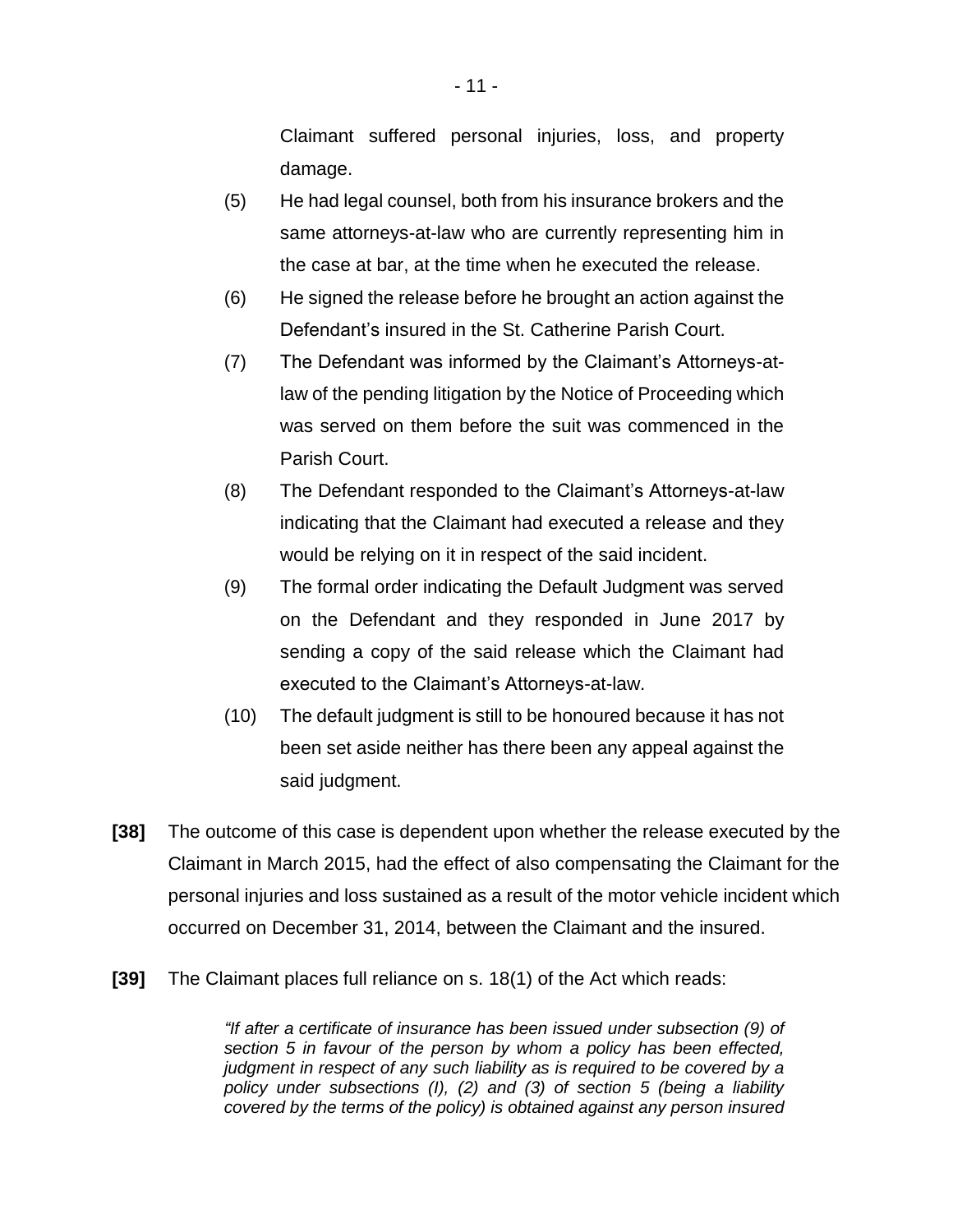Claimant suffered personal injuries, loss, and property damage.

(5) He had legal counsel, both from his insurance brokers and the same attorneys-at-law who are currently representing him in the case at bar, at the time when he executed the release.

(6) He signed the release before he brought an action against the Defendant's insured in the St. Catherine Parish Court.

(7) The Defendant was informed by the Claimant's Attorneys-at-law of the pending litigation by the Notice of Proceeding which was served on them before the suit was commenced in the Parish Court.

(8) The Defendant responded to the Claimant's Attorneys-at-law indicating that the Claimant had executed a release and they would be relying on it in respect of the said incident.

(9) The formal order indicating the Default Judgment was served on the Defendant and they responded in June 2017 by sending a copy of the said release which the Claimant had executed to the Claimant's Attorneys-at-law.

(10) The default judgment is still to be honoured because it has not been set aside neither has there been any appeal against the said judgment.

**[38]** The outcome of this case is dependent upon whether the release executed by the Claimant in March 2015, had the effect of also compensating the Claimant for the personal injuries and loss sustained as a result of the motor vehicle incident which occurred on December 31, 2014, between the Claimant and the insured.

**[39]** The Claimant places full reliance on s. 18(1) of the Act which reads:

> *"If after a certificate of insurance has been issued under subsection (9) of section 5 in favour of the person by whom a policy has been effected, judgment in respect of any such liability as is required to be covered by a policy under subsections (l), (2) and (3) of section 5 (being a liability covered by the terms of the policy) is obtained against any person insured*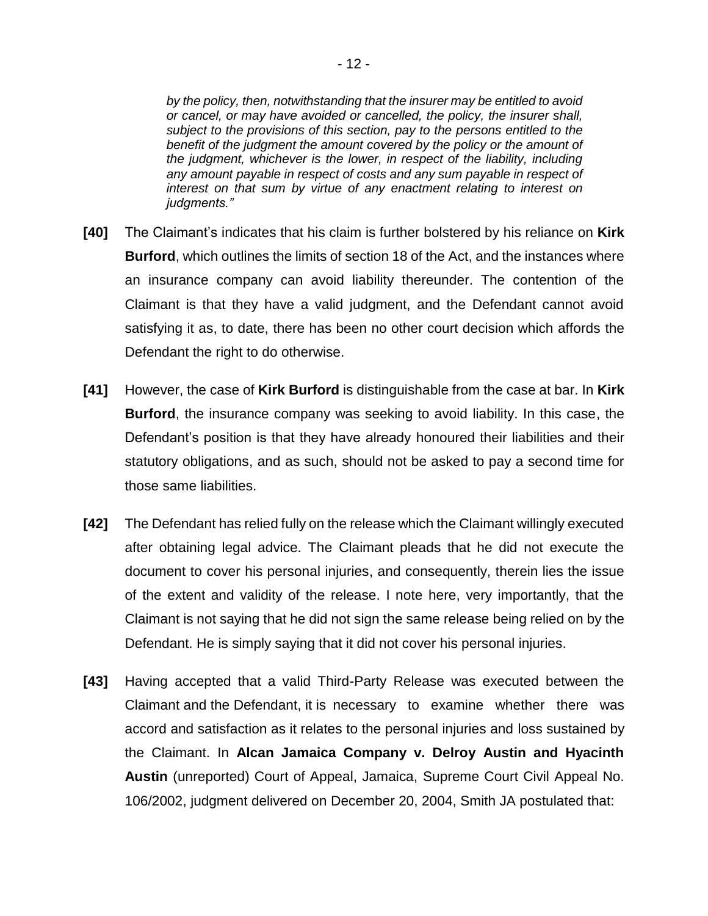*by the policy, then, notwithstanding that the insurer may be entitled to avoid or cancel, or may have avoided or cancelled, the policy, the insurer shall, subject to the provisions of this section, pay to the persons entitled to the benefit of the judgment the amount covered by the policy or the amount of the judgment, whichever is the lower, in respect of the liability, including any amount payable in respect of costs and any sum payable in respect of interest on that sum by virtue of any enactment relating to interest on judgments."*

**[40]** The Claimant's indicates that his claim is further bolstered by his reliance on **Kirk Burford**, which outlines the limits of section 18 of the Act, and the instances where an insurance company can avoid liability thereunder. The contention of the Claimant is that they have a valid judgment, and the Defendant cannot avoid satisfying it as, to date, there has been no other court decision which affords the Defendant the right to do otherwise.

**[41]** However, the case of **Kirk Burford** is distinguishable from the case at bar. In **Kirk Burford**, the insurance company was seeking to avoid liability. In this case, the Defendant's position is that they have already honoured their liabilities and their statutory obligations, and as such, should not be asked to pay a second time for those same liabilities.

**[42]** The Defendant has relied fully on the release which the Claimant willingly executed after obtaining legal advice. The Claimant pleads that he did not execute the document to cover his personal injuries, and consequently, therein lies the issue of the extent and validity of the release. I note here, very importantly, that the Claimant is not saying that he did not sign the same release being relied on by the Defendant. He is simply saying that it did not cover his personal injuries.

**[43]** Having accepted that a valid Third-Party Release was executed between the Claimant and the Defendant, it is necessary to examine whether there was accord and satisfaction as it relates to the personal injuries and loss sustained by the Claimant. In **Alcan Jamaica Company v. Delroy Austin and Hyacinth Austin** (unreported) Court of Appeal, Jamaica, Supreme Court Civil Appeal No. 106/2002, judgment delivered on December 20, 2004, Smith JA postulated that: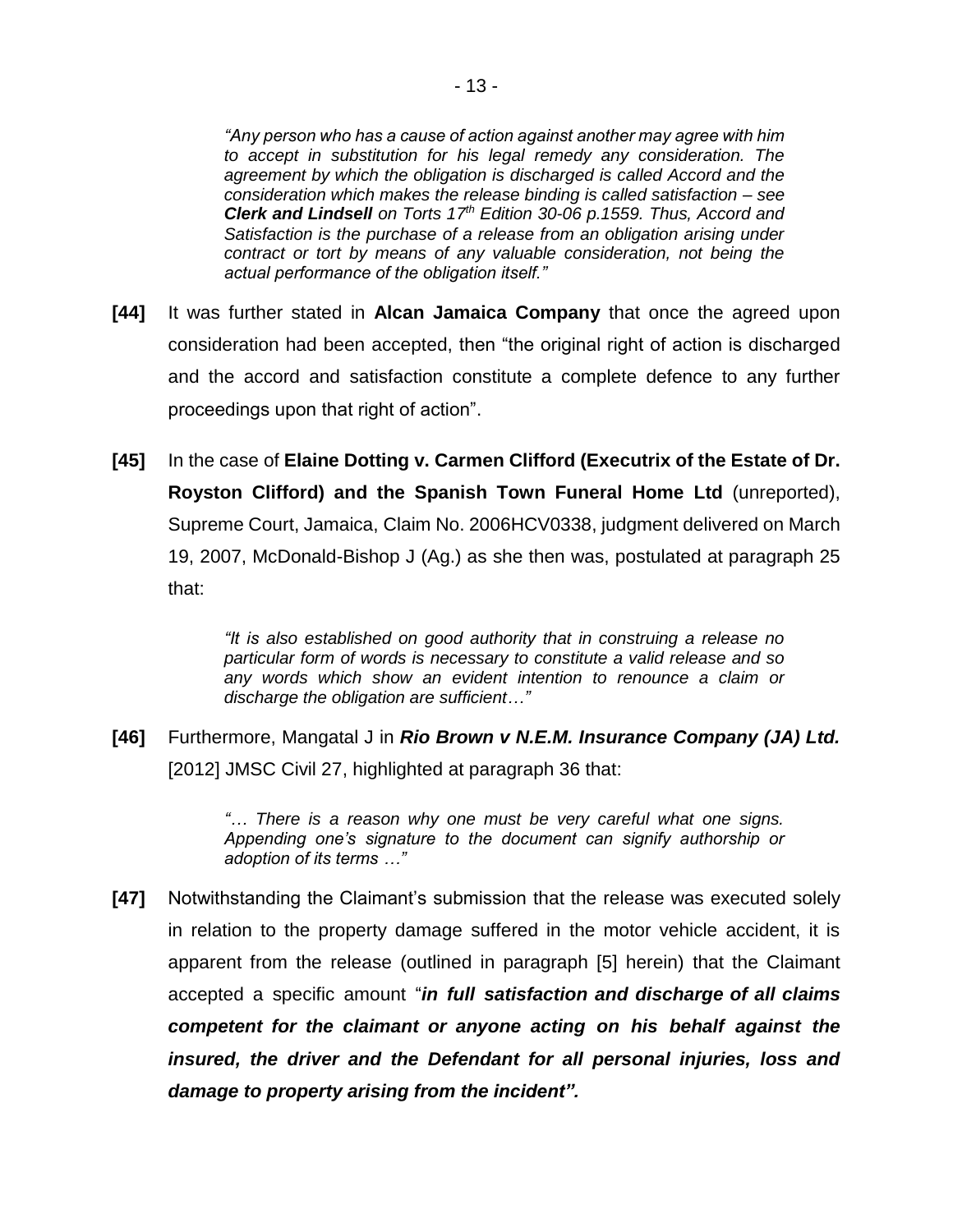> *"Any person who has a cause of action against another may agree with him to accept in substitution for his legal remedy any consideration. The agreement by which the obligation is discharged is called Accord and the consideration which makes the release binding is called satisfaction – see **Clerk and Lindsell** on Torts 17th Edition 30-06 p.1559. Thus, Accord and Satisfaction is the purchase of a release from an obligation arising under contract or tort by means of any valuable consideration, not being the actual performance of the obligation itself."*

**[44]** It was further stated in **Alcan Jamaica Company** that once the agreed upon consideration had been accepted, then "the original right of action is discharged and the accord and satisfaction constitute a complete defence to any further proceedings upon that right of action".

**[45]** In the case of **Elaine Dotting v. Carmen Clifford (Executrix of the Estate of Dr. Royston Clifford) and the Spanish Town Funeral Home Ltd** (unreported), Supreme Court, Jamaica, Claim No. 2006HCV0338, judgment delivered on March 19, 2007, McDonald-Bishop J (Ag.) as she then was, postulated at paragraph 25 that:

> *"It is also established on good authority that in construing a release no particular form of words is necessary to constitute a valid release and so any words which show an evident intention to renounce a claim or discharge the obligation are sufficient…"*

**[46]** Furthermore, Mangatal J in ***Rio Brown v N.E.M. Insurance Company (JA) Ltd.*** [2012] JMSC Civil 27, highlighted at paragraph 36 that:

> *"… There is a reason why one must be very careful what one signs. Appending one's signature to the document can signify authorship or adoption of its terms …"*

**[47]** Notwithstanding the Claimant's submission that the release was executed solely in relation to the property damage suffered in the motor vehicle accident, it is apparent from the release (outlined in paragraph [5] herein) that the Claimant accepted a specific amount "***in full satisfaction and discharge of all claims competent for the claimant or anyone acting on his behalf against the insured, the driver and the Defendant for all personal injuries, loss and damage to property arising from the incident".***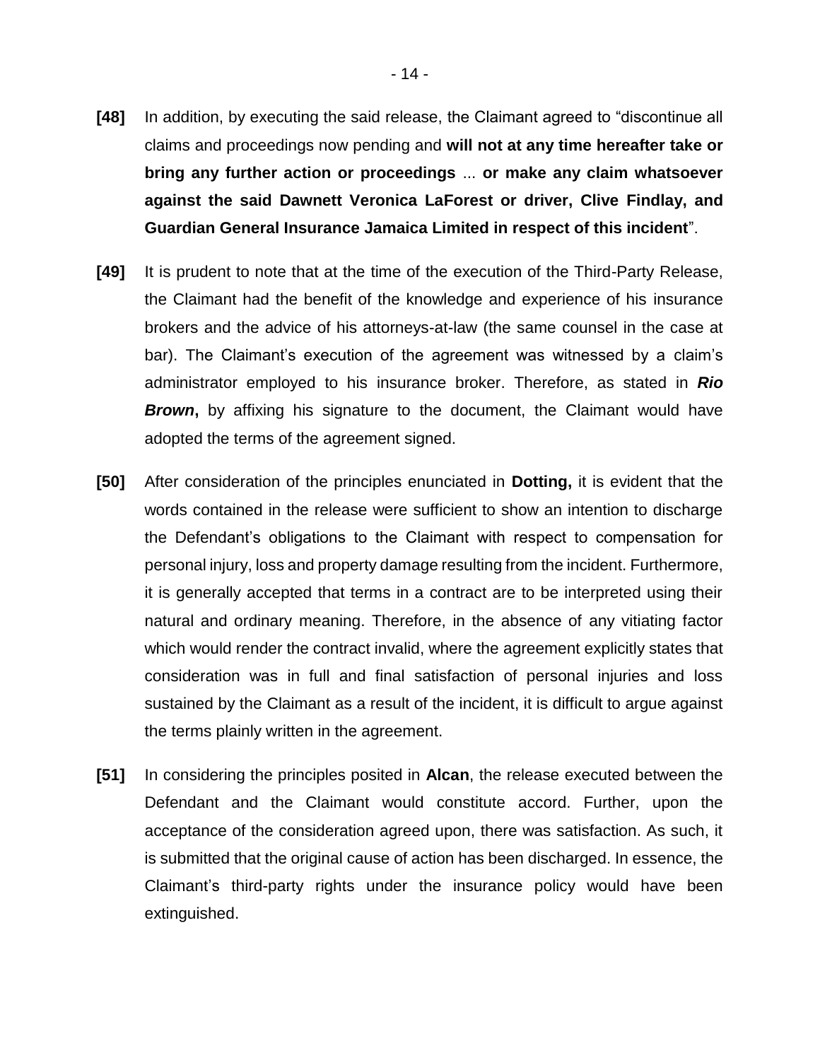**[48]** In addition, by executing the said release, the Claimant agreed to "discontinue all claims and proceedings now pending and **will not at any time hereafter take or bring any further action or proceedings** ... **or make any claim whatsoever against the said Dawnett Veronica LaForest or driver, Clive Findlay, and Guardian General Insurance Jamaica Limited in respect of this incident**".

**[49]** It is prudent to note that at the time of the execution of the Third-Party Release, the Claimant had the benefit of the knowledge and experience of his insurance brokers and the advice of his attorneys-at-law (the same counsel in the case at bar). The Claimant's execution of the agreement was witnessed by a claim's administrator employed to his insurance broker. Therefore, as stated in ***Rio Brown***, by affixing his signature to the document, the Claimant would have adopted the terms of the agreement signed.

**[50]** After consideration of the principles enunciated in **Dotting,** it is evident that the words contained in the release were sufficient to show an intention to discharge the Defendant's obligations to the Claimant with respect to compensation for personal injury, loss and property damage resulting from the incident. Furthermore, it is generally accepted that terms in a contract are to be interpreted using their natural and ordinary meaning. Therefore, in the absence of any vitiating factor which would render the contract invalid, where the agreement explicitly states that consideration was in full and final satisfaction of personal injuries and loss sustained by the Claimant as a result of the incident, it is difficult to argue against the terms plainly written in the agreement.

**[51]** In considering the principles posited in **Alcan**, the release executed between the Defendant and the Claimant would constitute accord. Further, upon the acceptance of the consideration agreed upon, there was satisfaction. As such, it is submitted that the original cause of action has been discharged. In essence, the Claimant's third-party rights under the insurance policy would have been extinguished.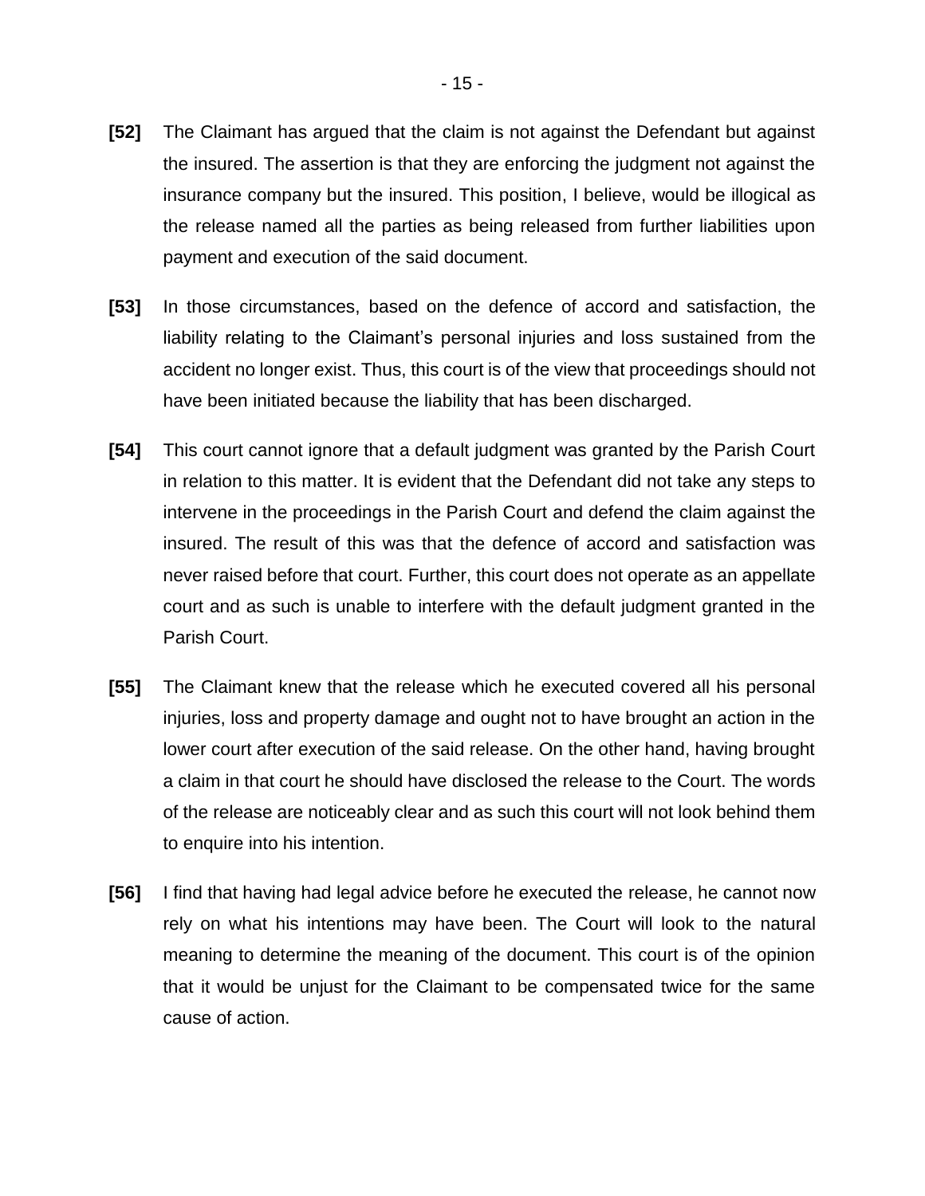**[52]** The Claimant has argued that the claim is not against the Defendant but against the insured. The assertion is that they are enforcing the judgment not against the insurance company but the insured. This position, I believe, would be illogical as the release named all the parties as being released from further liabilities upon payment and execution of the said document.

**[53]** In those circumstances, based on the defence of accord and satisfaction, the liability relating to the Claimant's personal injuries and loss sustained from the accident no longer exist. Thus, this court is of the view that proceedings should not have been initiated because the liability that has been discharged.

**[54]** This court cannot ignore that a default judgment was granted by the Parish Court in relation to this matter. It is evident that the Defendant did not take any steps to intervene in the proceedings in the Parish Court and defend the claim against the insured. The result of this was that the defence of accord and satisfaction was never raised before that court. Further, this court does not operate as an appellate court and as such is unable to interfere with the default judgment granted in the Parish Court.

**[55]** The Claimant knew that the release which he executed covered all his personal injuries, loss and property damage and ought not to have brought an action in the lower court after execution of the said release. On the other hand, having brought a claim in that court he should have disclosed the release to the Court. The words of the release are noticeably clear and as such this court will not look behind them to enquire into his intention.

**[56]** I find that having had legal advice before he executed the release, he cannot now rely on what his intentions may have been. The Court will look to the natural meaning to determine the meaning of the document. This court is of the opinion that it would be unjust for the Claimant to be compensated twice for the same cause of action.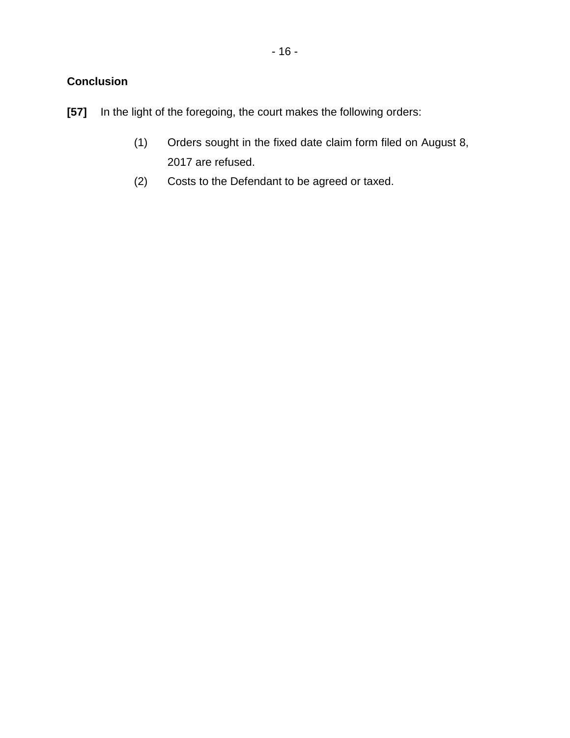**Conclusion**

**[57]** In the light of the foregoing, the court makes the following orders:

(1) Orders sought in the fixed date claim form filed on August 8, 2017 are refused.

(2) Costs to the Defendant to be agreed or taxed.